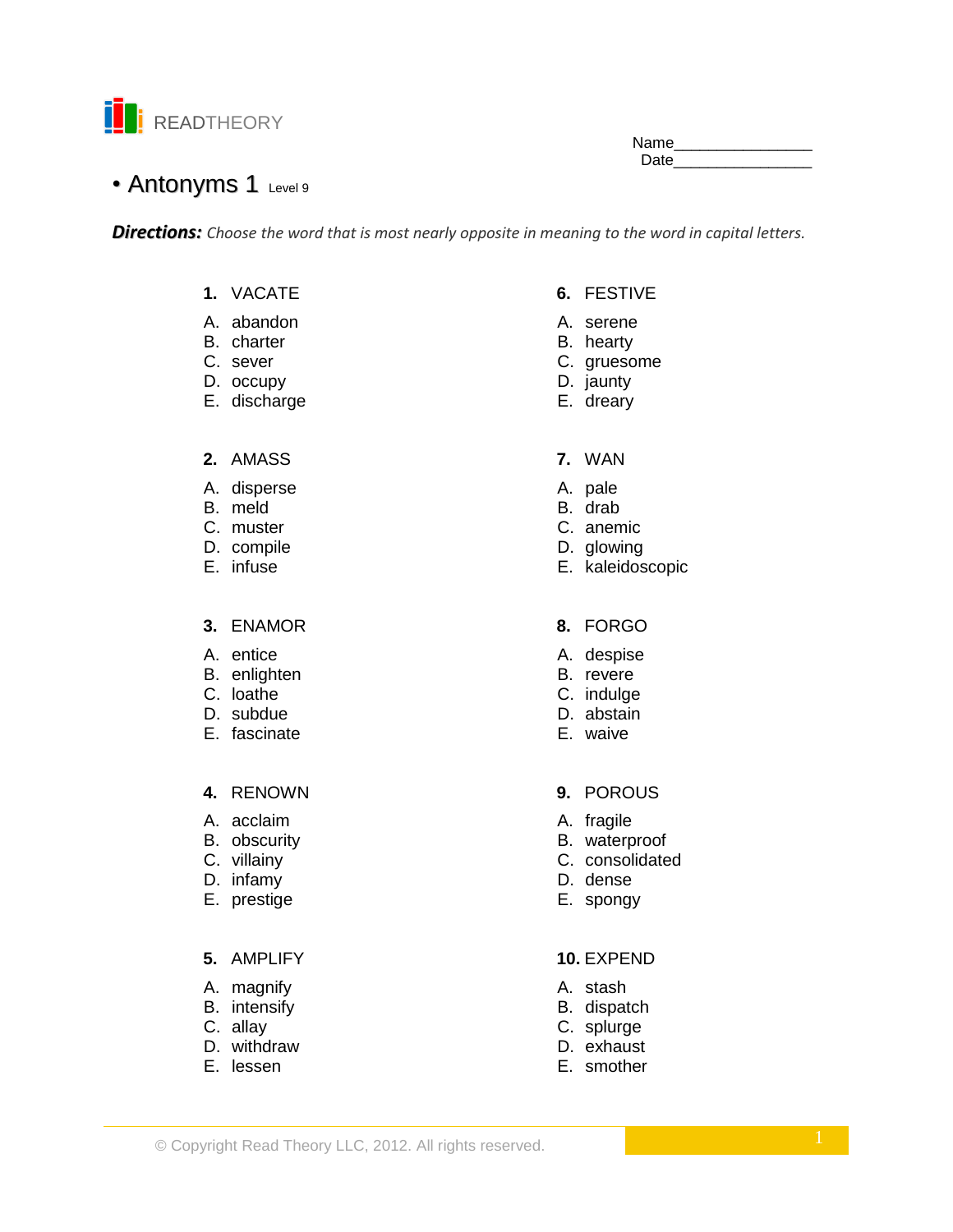READTHEORY

Name________________
Date________________

# • Antonyms 1 Level 9

***Directions:*** *Choose the word that is most nearly opposite in meaning to the word in capital letters.*

**1.** VACATE

A. abandon
B. charter
C. sever
D. occupy
E. discharge

**2.** AMASS

A. disperse
B. meld
C. muster
D. compile
E. infuse

**3.** ENAMOR

A. entice
B. enlighten
C. loathe
D. subdue
E. fascinate

**4.** RENOWN

A. acclaim
B. obscurity
C. villainy
D. infamy
E. prestige

**5.** AMPLIFY

A. magnify
B. intensify
C. allay
D. withdraw
E. lessen

**6.** FESTIVE

A. serene
B. hearty
C. gruesome
D. jaunty
E. dreary

**7.** WAN

A. pale
B. drab
C. anemic
D. glowing
E. kaleidoscopic

**8.** FORGO

A. despise
B. revere
C. indulge
D. abstain
E. waive

**9.** POROUS

A. fragile
B. waterproof
C. consolidated
D. dense
E. spongy

**10.** EXPEND

A. stash
B. dispatch
C. splurge
D. exhaust
E. smother

© Copyright Read Theory LLC, 2012. All rights reserved.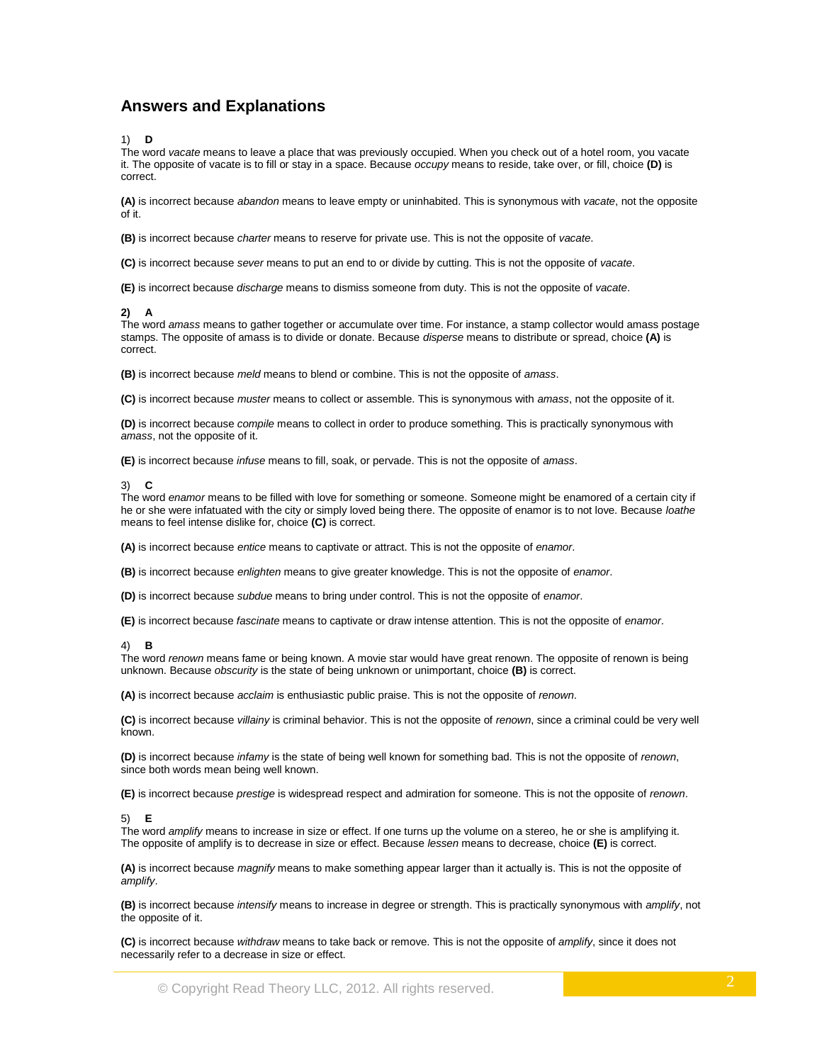## Answers and Explanations

1) **D**
The word *vacate* means to leave a place that was previously occupied. When you check out of a hotel room, you vacate it. The opposite of vacate is to fill or stay in a space. Because *occupy* means to reside, take over, or fill, choice **(D)** is correct.

**(A)** is incorrect because *abandon* means to leave empty or uninhabited. This is synonymous with *vacate*, not the opposite of it.

**(B)** is incorrect because *charter* means to reserve for private use. This is not the opposite of *vacate*.

**(C)** is incorrect because *sever* means to put an end to or divide by cutting. This is not the opposite of *vacate*.

**(E)** is incorrect because *discharge* means to dismiss someone from duty. This is not the opposite of *vacate*.

**2) A**
The word *amass* means to gather together or accumulate over time. For instance, a stamp collector would amass postage stamps. The opposite of amass is to divide or donate. Because *disperse* means to distribute or spread, choice **(A)** is correct.

**(B)** is incorrect because *meld* means to blend or combine. This is not the opposite of *amass*.

**(C)** is incorrect because *muster* means to collect or assemble. This is synonymous with *amass*, not the opposite of it.

**(D)** is incorrect because *compile* means to collect in order to produce something. This is practically synonymous with *amass*, not the opposite of it.

**(E)** is incorrect because *infuse* means to fill, soak, or pervade. This is not the opposite of *amass*.

3) **C**
The word *enamor* means to be filled with love for something or someone. Someone might be enamored of a certain city if he or she were infatuated with the city or simply loved being there. The opposite of enamor is to not love. Because *loathe* means to feel intense dislike for, choice **(C)** is correct.

**(A)** is incorrect because *entice* means to captivate or attract. This is not the opposite of *enamor*.

**(B)** is incorrect because *enlighten* means to give greater knowledge. This is not the opposite of *enamor*.

**(D)** is incorrect because *subdue* means to bring under control. This is not the opposite of *enamor*.

**(E)** is incorrect because *fascinate* means to captivate or draw intense attention. This is not the opposite of *enamor*.

4) **B**
The word *renown* means fame or being known. A movie star would have great renown. The opposite of renown is being unknown. Because *obscurity* is the state of being unknown or unimportant, choice **(B)** is correct.

**(A)** is incorrect because *acclaim* is enthusiastic public praise. This is not the opposite of *renown*.

**(C)** is incorrect because *villainy* is criminal behavior. This is not the opposite of *renown*, since a criminal could be very well known.

**(D)** is incorrect because *infamy* is the state of being well known for something bad. This is not the opposite of *renown*, since both words mean being well known.

**(E)** is incorrect because *prestige* is widespread respect and admiration for someone. This is not the opposite of *renown*.

5) **E**
The word *amplify* means to increase in size or effect. If one turns up the volume on a stereo, he or she is amplifying it. The opposite of amplify is to decrease in size or effect. Because *lessen* means to decrease, choice **(E)** is correct.

**(A)** is incorrect because *magnify* means to make something appear larger than it actually is. This is not the opposite of *amplify*.

**(B)** is incorrect because *intensify* means to increase in degree or strength. This is practically synonymous with *amplify*, not the opposite of it.

**(C)** is incorrect because *withdraw* means to take back or remove. This is not the opposite of *amplify*, since it does not necessarily refer to a decrease in size or effect.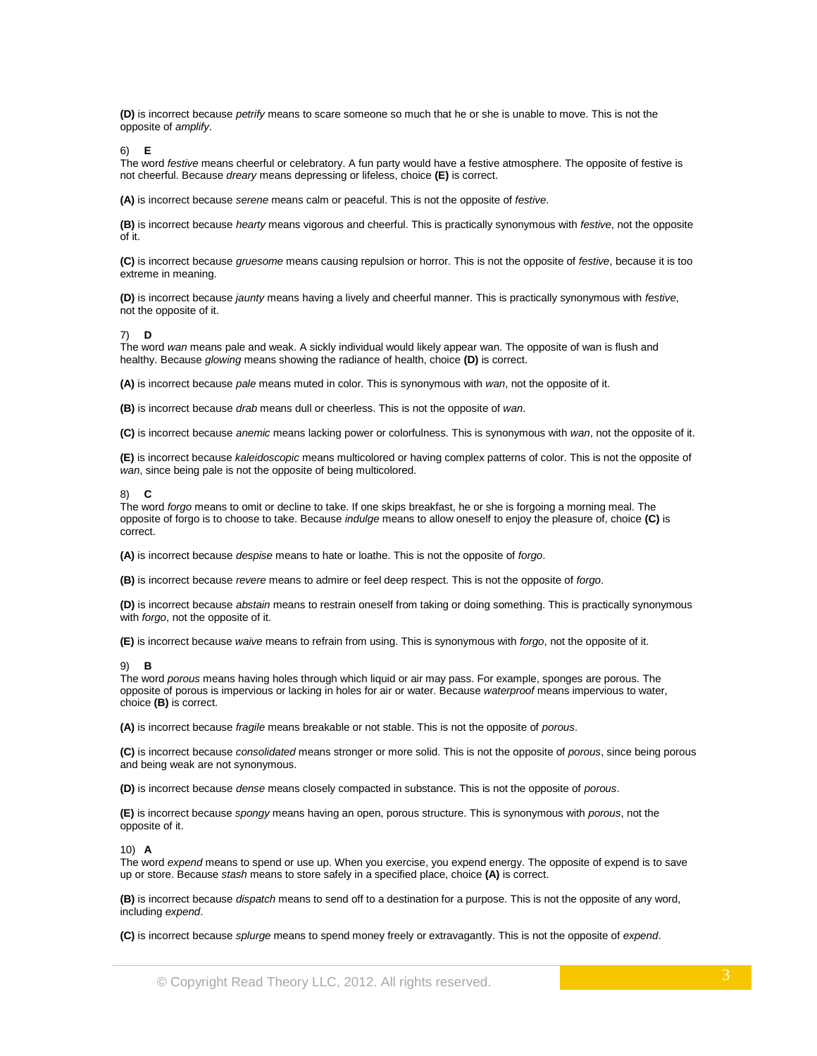**(D)** is incorrect because *petrify* means to scare someone so much that he or she is unable to move. This is not the opposite of *amplify*.

6) **E**
The word *festive* means cheerful or celebratory. A fun party would have a festive atmosphere. The opposite of festive is not cheerful. Because *dreary* means depressing or lifeless, choice **(E)** is correct.

**(A)** is incorrect because *serene* means calm or peaceful. This is not the opposite of *festive*.

**(B)** is incorrect because *hearty* means vigorous and cheerful. This is practically synonymous with *festive*, not the opposite of it.

**(C)** is incorrect because *gruesome* means causing repulsion or horror. This is not the opposite of *festive*, because it is too extreme in meaning.

**(D)** is incorrect because *jaunty* means having a lively and cheerful manner. This is practically synonymous with *festive*, not the opposite of it.

7) **D**
The word *wan* means pale and weak. A sickly individual would likely appear wan. The opposite of wan is flush and healthy. Because *glowing* means showing the radiance of health, choice **(D)** is correct.

**(A)** is incorrect because *pale* means muted in color. This is synonymous with *wan*, not the opposite of it.

**(B)** is incorrect because *drab* means dull or cheerless. This is not the opposite of *wan*.

**(C)** is incorrect because *anemic* means lacking power or colorfulness. This is synonymous with *wan*, not the opposite of it.

**(E)** is incorrect because *kaleidoscopic* means multicolored or having complex patterns of color. This is not the opposite of *wan*, since being pale is not the opposite of being multicolored.

8) **C**
The word *forgo* means to omit or decline to take. If one skips breakfast, he or she is forgoing a morning meal. The opposite of forgo is to choose to take. Because *indulge* means to allow oneself to enjoy the pleasure of, choice **(C)** is correct.

**(A)** is incorrect because *despise* means to hate or loathe. This is not the opposite of *forgo*.

**(B)** is incorrect because *revere* means to admire or feel deep respect. This is not the opposite of *forgo*.

**(D)** is incorrect because *abstain* means to restrain oneself from taking or doing something. This is practically synonymous with *forgo*, not the opposite of it.

**(E)** is incorrect because *waive* means to refrain from using. This is synonymous with *forgo*, not the opposite of it.

9) **B**
The word *porous* means having holes through which liquid or air may pass. For example, sponges are porous. The opposite of porous is impervious or lacking in holes for air or water. Because *waterproof* means impervious to water, choice **(B)** is correct.

**(A)** is incorrect because *fragile* means breakable or not stable. This is not the opposite of *porous*.

**(C)** is incorrect because *consolidated* means stronger or more solid. This is not the opposite of *porous*, since being porous and being weak are not synonymous.

**(D)** is incorrect because *dense* means closely compacted in substance. This is not the opposite of *porous*.

**(E)** is incorrect because *spongy* means having an open, porous structure. This is synonymous with *porous*, not the opposite of it.

10) **A**
The word *expend* means to spend or use up. When you exercise, you expend energy. The opposite of expend is to save up or store. Because *stash* means to store safely in a specified place, choice **(A)** is correct.

**(B)** is incorrect because *dispatch* means to send off to a destination for a purpose. This is not the opposite of any word, including *expend*.

**(C)** is incorrect because *splurge* means to spend money freely or extravagantly. This is not the opposite of *expend*.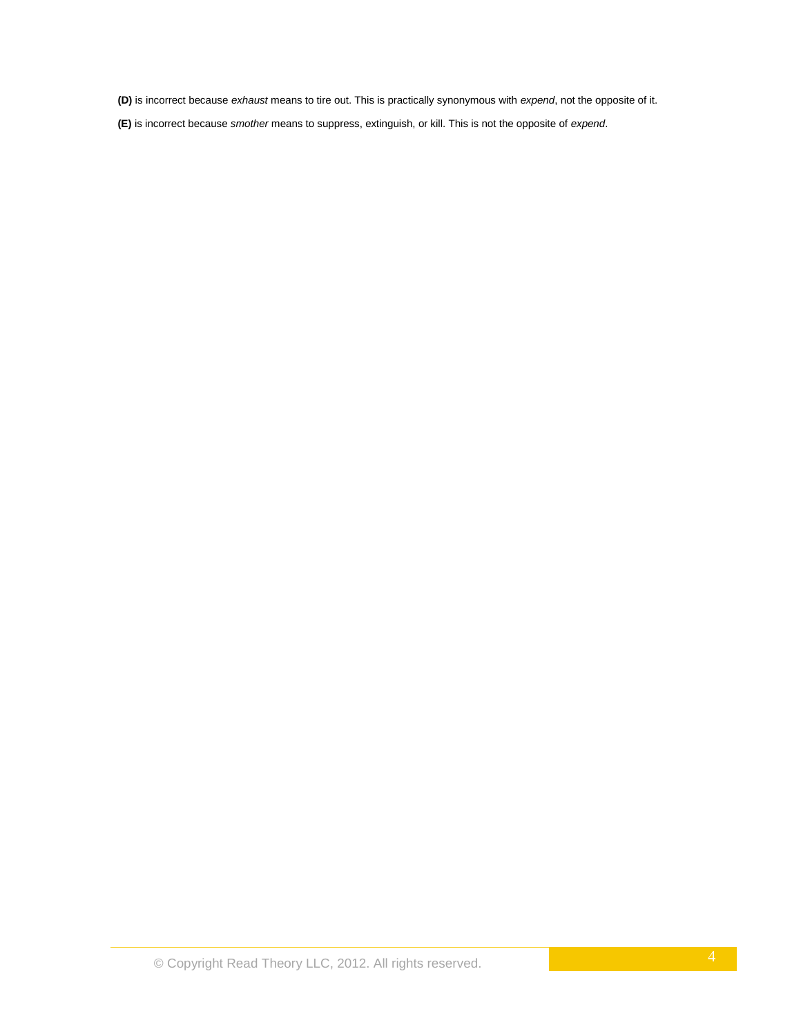**(D)** is incorrect because *exhaust* means to tire out. This is practically synonymous with *expend*, not the opposite of it.

**(E)** is incorrect because *smother* means to suppress, extinguish, or kill. This is not the opposite of *expend*.